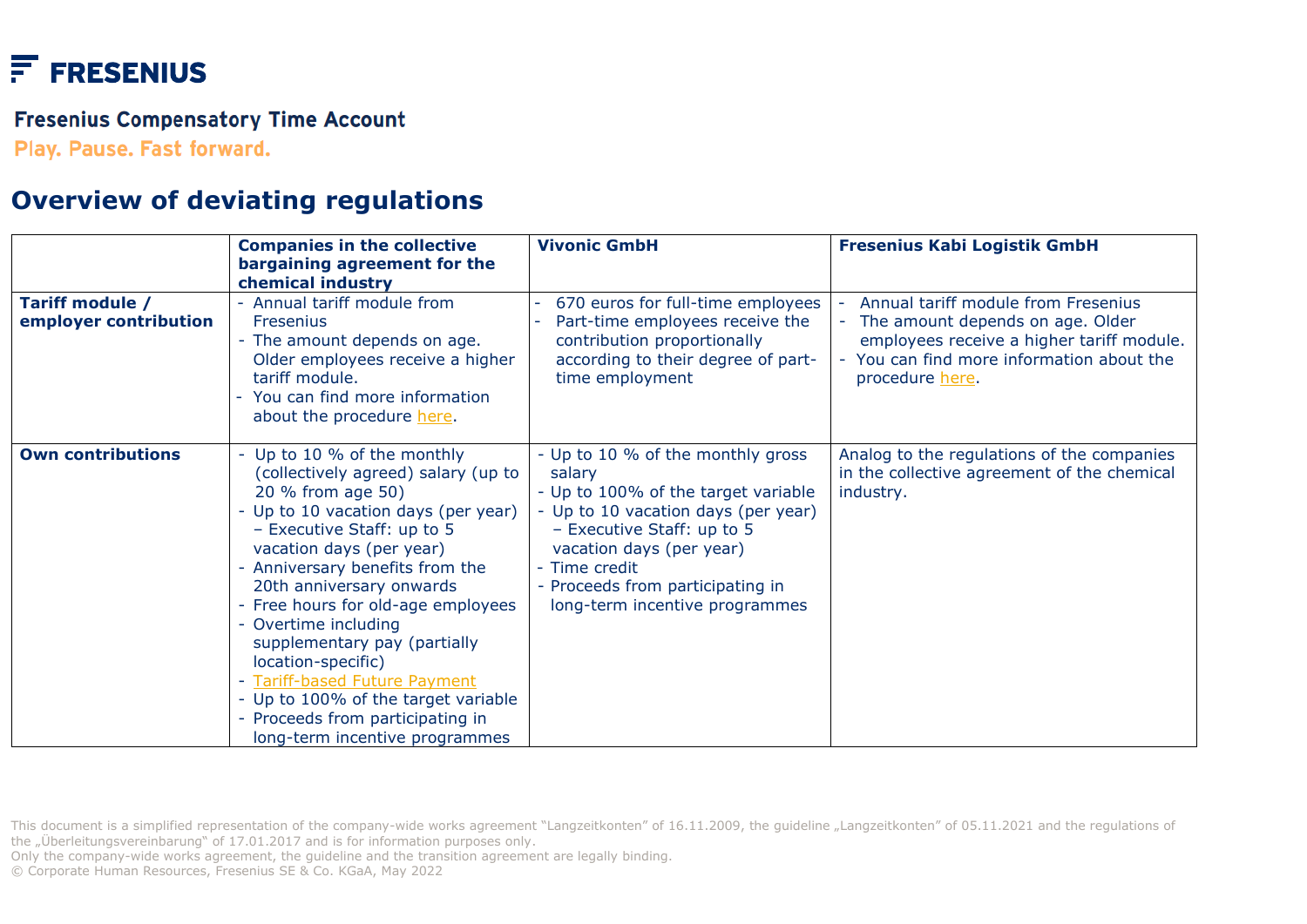# FRESENIUS

**Fresenius Compensatory Time Account**

Play. Pause. Fast forward.

## Overview of deviating regulations

| | **Companies in the collective bargaining agreement for the chemical industry** | **Vivonic GmbH** | **Fresenius Kabi Logistik GmbH** |
|---|---|---|---|
| **Tariff module / employer contribution** | - Annual tariff module from Fresenius<br>- The amount depends on age. Older employees receive a higher tariff module.<br>- You can find more information about the procedure here. | - 670 euros for full-time employees<br>- Part-time employees receive the contribution proportionally according to their degree of part-time employment | - Annual tariff module from Fresenius<br>- The amount depends on age. Older employees receive a higher tariff module.<br>- You can find more information about the procedure here. |
| **Own contributions** | - Up to 10 % of the monthly (collectively agreed) salary (up to 20 % from age 50)<br>- Up to 10 vacation days (per year) – Executive Staff: up to 5 vacation days (per year)<br>- Anniversary benefits from the 20th anniversary onwards<br>- Free hours for old-age employees<br>- Overtime including supplementary pay (partially location-specific)<br>- Tariff-based Future Payment<br>- Up to 100% of the target variable<br>- Proceeds from participating in long-term incentive programmes | - Up to 10 % of the monthly gross salary<br>- Up to 100% of the target variable<br>- Up to 10 vacation days (per year) – Executive Staff: up to 5 vacation days (per year)<br>- Time credit<br>- Proceeds from participating in long-term incentive programmes | Analog to the regulations of the companies in the collective agreement of the chemical industry. |

This document is a simplified representation of the company-wide works agreement "Langzeitkonten" of 16.11.2009, the guideline „Langzeitkonten" of 05.11.2021 and the regulations of the „Überleitungsvereinbarung" of 17.01.2017 and is for information purposes only.
Only the company-wide works agreement, the guideline and the transition agreement are legally binding.
© Corporate Human Resources, Fresenius SE & Co. KGaA, May 2022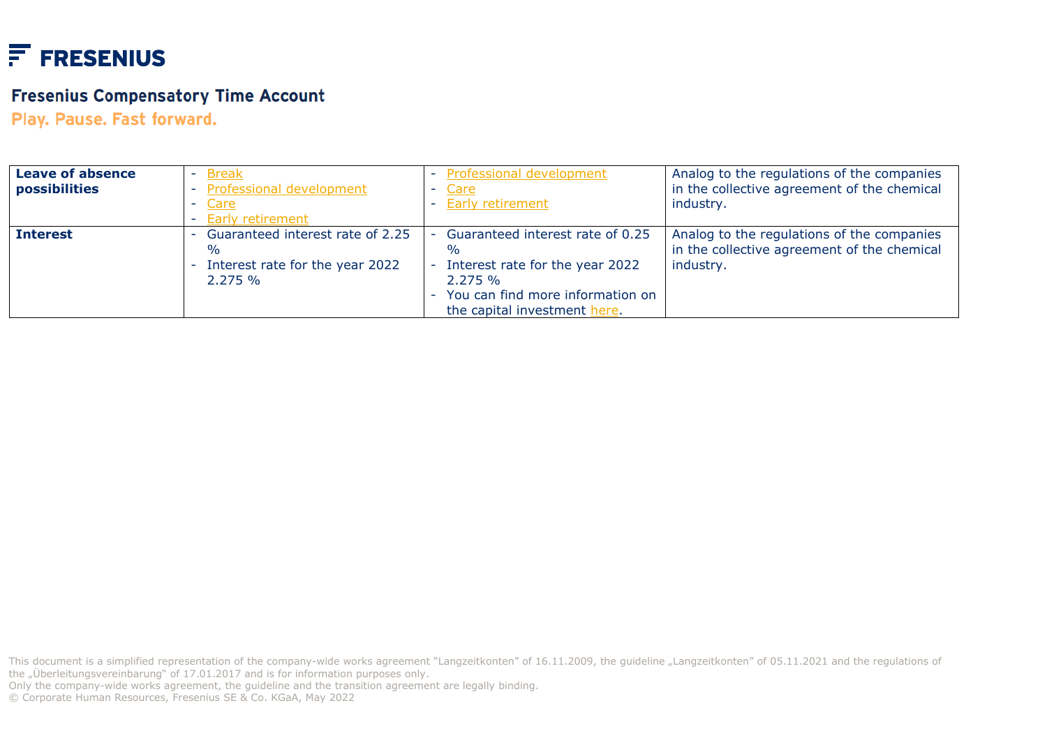## Fresenius Compensatory Time Account

**Play. Pause. Fast forward.**

| | | | |
|---|---|---|---|
| **Leave of absence possibilities** | - Break<br>- Professional development<br>- Care<br>- Early retirement | - Professional development<br>- Care<br>- Early retirement | Analog to the regulations of the companies in the collective agreement of the chemical industry. |
| **Interest** | - Guaranteed interest rate of 2.25 %<br>- Interest rate for the year 2022 2.275 % | - Guaranteed interest rate of 0.25 %<br>- Interest rate for the year 2022 2.275 %<br>- You can find more information on the capital investment here. | Analog to the regulations of the companies in the collective agreement of the chemical industry. |

This document is a simplified representation of the company-wide works agreement "Langzeitkonten" of 16.11.2009, the guideline „Langzeitkonten" of 05.11.2021 and the regulations of the „Überleitungsvereinbarung" of 17.01.2017 and is for information purposes only.
Only the company-wide works agreement, the guideline and the transition agreement are legally binding.
© Corporate Human Resources, Fresenius SE & Co. KGaA, May 2022